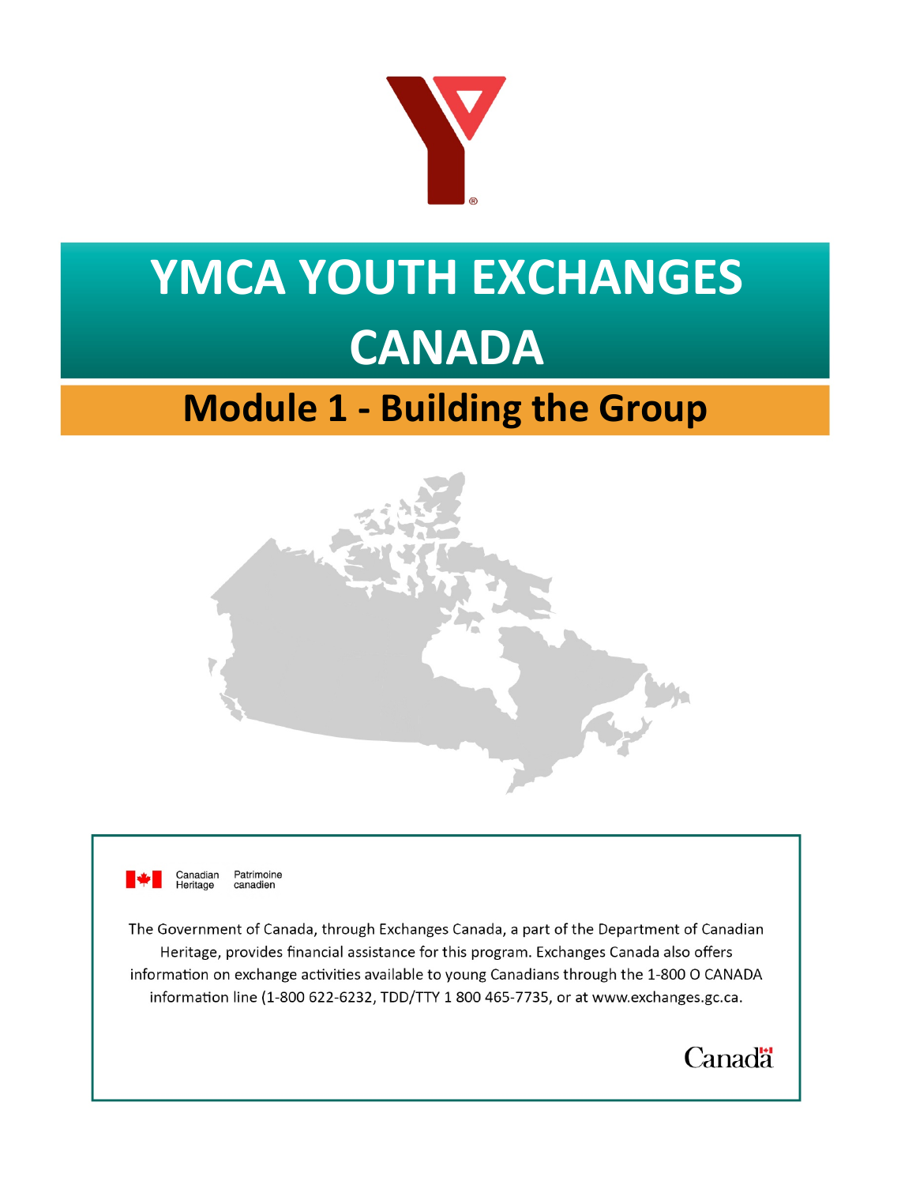# YMCA YOUTH EXCHANGES CANADA

## Module 1 - Building the Group

Canadian Heritage Patrimoine canadien

The Government of Canada, through Exchanges Canada, a part of the Department of Canadian Heritage, provides financial assistance for this program. Exchanges Canada also offers information on exchange activities available to young Canadians through the 1-800 O CANADA information line (1-800 622-6232, TDD/TTY 1 800 465-7735, or at www.exchanges.gc.ca.

Canada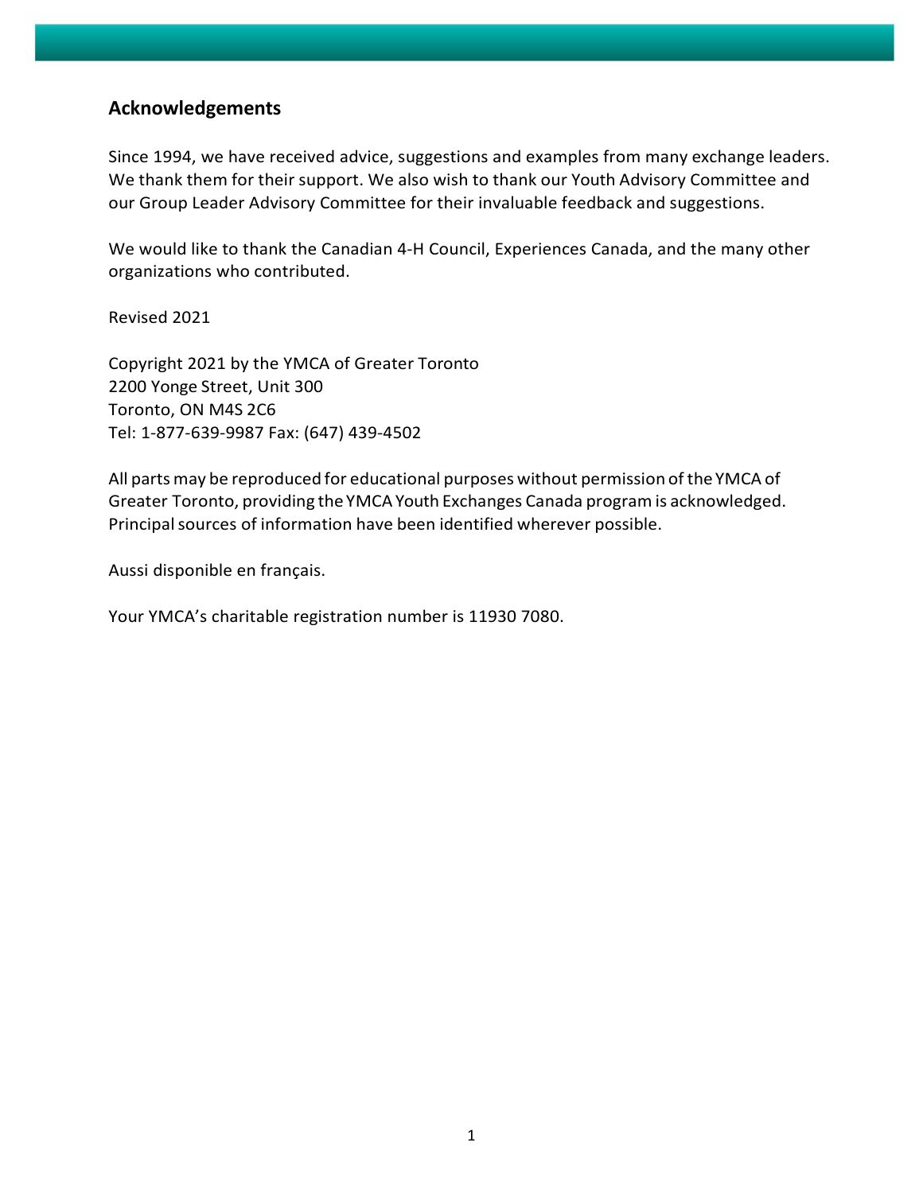## Acknowledgements

Since 1994, we have received advice, suggestions and examples from many exchange leaders. We thank them for their support. We also wish to thank our Youth Advisory Committee and our Group Leader Advisory Committee for their invaluable feedback and suggestions.

We would like to thank the Canadian 4-H Council, Experiences Canada, and the many other organizations who contributed.

Revised 2021

Copyright 2021 by the YMCA of Greater Toronto
2200 Yonge Street, Unit 300
Toronto, ON M4S 2C6
Tel: 1-877-639-9987 Fax: (647) 439-4502

All parts may be reproduced for educational purposes without permission of the YMCA of Greater Toronto, providing the YMCA Youth Exchanges Canada program is acknowledged. Principal sources of information have been identified wherever possible.

Aussi disponible en français.

Your YMCA's charitable registration number is 11930 7080.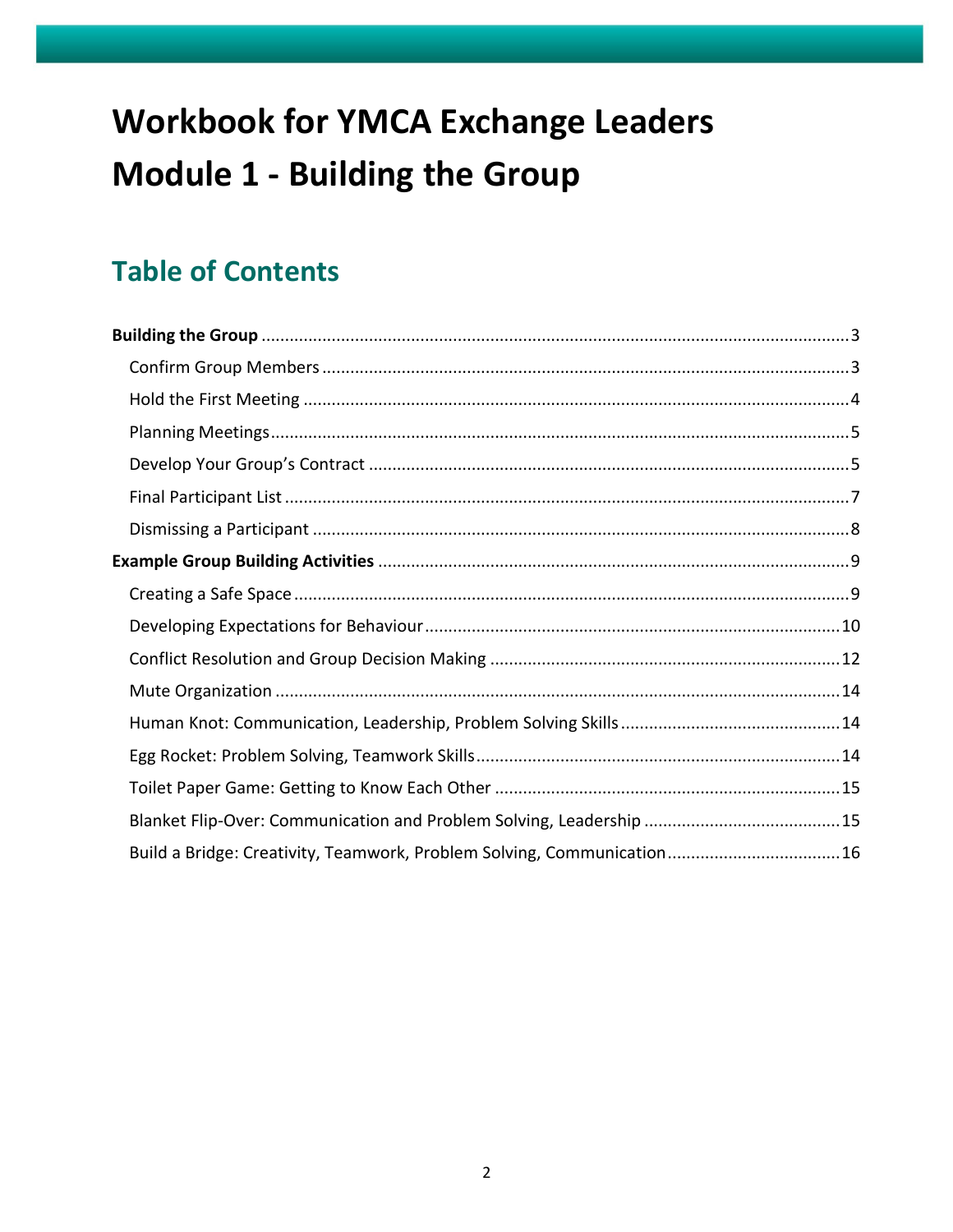# Workbook for YMCA Exchange Leaders
# Module 1 - Building the Group

## Table of Contents

**Building the Group** ........................................................................................................ 3
- Confirm Group Members ........................................................................................... 3
- Hold the First Meeting ............................................................................................... 4
- Planning Meetings ...................................................................................................... 5
- Develop Your Group's Contract ................................................................................. 5
- Final Participant List .................................................................................................. 7
- Dismissing a Participant ............................................................................................ 8

**Example Group Building Activities** ............................................................................... 9
- Creating a Safe Space ................................................................................................. 9
- Developing Expectations for Behaviour ................................................................... 10
- Conflict Resolution and Group Decision Making ..................................................... 12
- Mute Organization .................................................................................................... 14
- Human Knot: Communication, Leadership, Problem Solving Skills .......................... 14
- Egg Rocket: Problem Solving, Teamwork Skills ......................................................... 14
- Toilet Paper Game: Getting to Know Each Other ..................................................... 15
- Blanket Flip-Over: Communication and Problem Solving, Leadership ..................... 15
- Build a Bridge: Creativity, Teamwork, Problem Solving, Communication .................. 16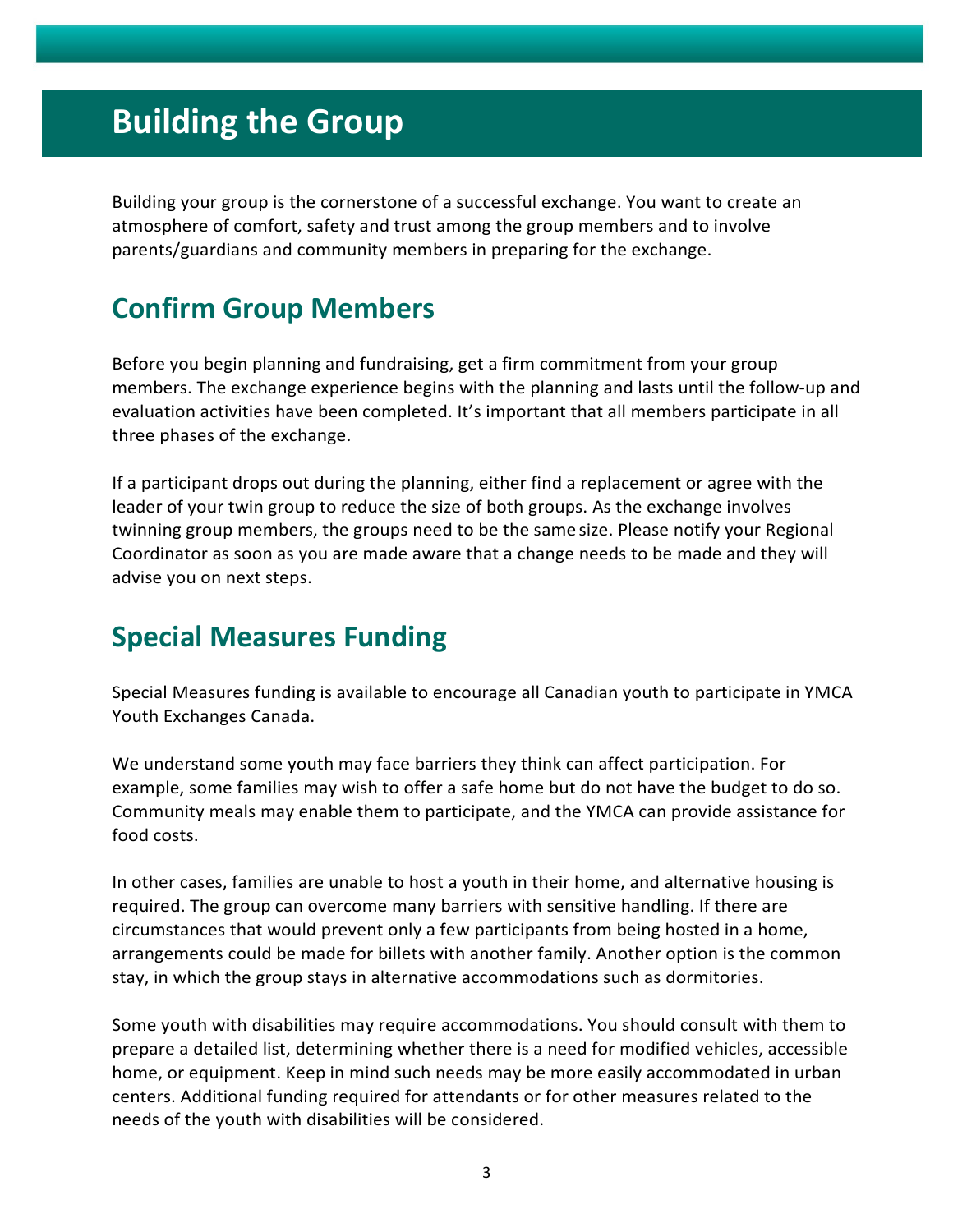# Building the Group

Building your group is the cornerstone of a successful exchange. You want to create an atmosphere of comfort, safety and trust among the group members and to involve parents/guardians and community members in preparing for the exchange.

## Confirm Group Members

Before you begin planning and fundraising, get a firm commitment from your group members. The exchange experience begins with the planning and lasts until the follow-up and evaluation activities have been completed. It's important that all members participate in all three phases of the exchange.

If a participant drops out during the planning, either find a replacement or agree with the leader of your twin group to reduce the size of both groups. As the exchange involves twinning group members, the groups need to be the same size. Please notify your Regional Coordinator as soon as you are made aware that a change needs to be made and they will advise you on next steps.

## Special Measures Funding

Special Measures funding is available to encourage all Canadian youth to participate in YMCA Youth Exchanges Canada.

We understand some youth may face barriers they think can affect participation. For example, some families may wish to offer a safe home but do not have the budget to do so. Community meals may enable them to participate, and the YMCA can provide assistance for food costs.

In other cases, families are unable to host a youth in their home, and alternative housing is required. The group can overcome many barriers with sensitive handling. If there are circumstances that would prevent only a few participants from being hosted in a home, arrangements could be made for billets with another family. Another option is the common stay, in which the group stays in alternative accommodations such as dormitories.

Some youth with disabilities may require accommodations. You should consult with them to prepare a detailed list, determining whether there is a need for modified vehicles, accessible home, or equipment. Keep in mind such needs may be more easily accommodated in urban centers. Additional funding required for attendants or for other measures related to the needs of the youth with disabilities will be considered.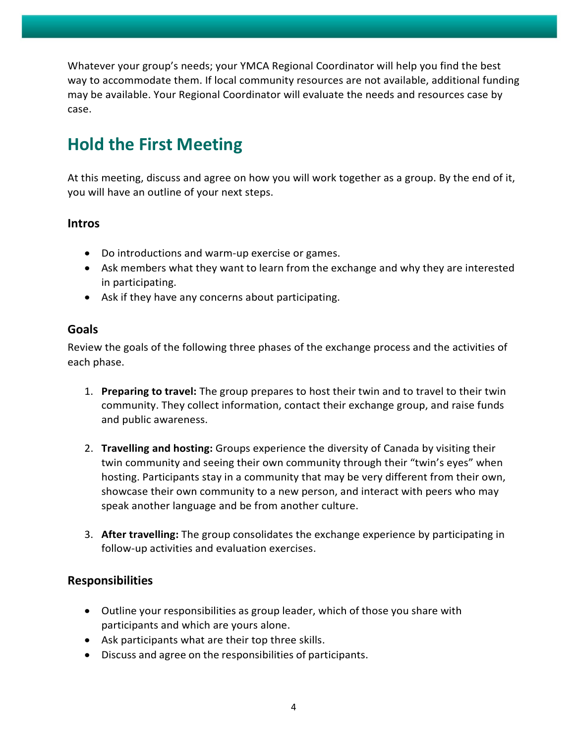Whatever your group's needs; your YMCA Regional Coordinator will help you find the best way to accommodate them. If local community resources are not available, additional funding may be available. Your Regional Coordinator will evaluate the needs and resources case by case.

## Hold the First Meeting

At this meeting, discuss and agree on how you will work together as a group. By the end of it, you will have an outline of your next steps.

### Intros

- Do introductions and warm-up exercise or games.
- Ask members what they want to learn from the exchange and why they are interested in participating.
- Ask if they have any concerns about participating.

### Goals

Review the goals of the following three phases of the exchange process and the activities of each phase.

1. **Preparing to travel:** The group prepares to host their twin and to travel to their twin community. They collect information, contact their exchange group, and raise funds and public awareness.

2. **Travelling and hosting:** Groups experience the diversity of Canada by visiting their twin community and seeing their own community through their "twin's eyes" when hosting. Participants stay in a community that may be very different from their own, showcase their own community to a new person, and interact with peers who may speak another language and be from another culture.

3. **After travelling:** The group consolidates the exchange experience by participating in follow-up activities and evaluation exercises.

### Responsibilities

- Outline your responsibilities as group leader, which of those you share with participants and which are yours alone.
- Ask participants what are their top three skills.
- Discuss and agree on the responsibilities of participants.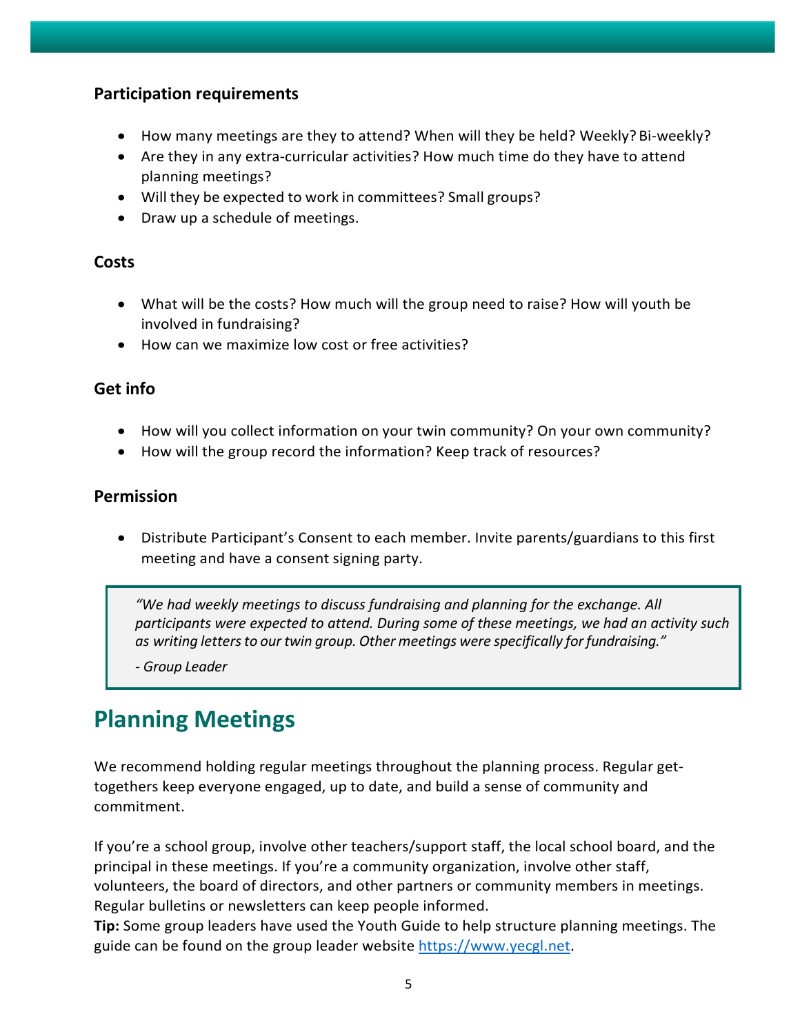### Participation requirements

- How many meetings are they to attend? When will they be held? Weekly? Bi-weekly?
- Are they in any extra-curricular activities? How much time do they have to attend planning meetings?
- Will they be expected to work in committees? Small groups?
- Draw up a schedule of meetings.

### Costs

- What will be the costs? How much will the group need to raise? How will youth be involved in fundraising?
- How can we maximize low cost or free activities?

### Get info

- How will you collect information on your twin community? On your own community?
- How will the group record the information? Keep track of resources?

### Permission

- Distribute Participant's Consent to each member. Invite parents/guardians to this first meeting and have a consent signing party.

> *"We had weekly meetings to discuss fundraising and planning for the exchange. All participants were expected to attend. During some of these meetings, we had an activity such as writing letters to our twin group. Other meetings were specifically for fundraising."*
>
> *- Group Leader*

## Planning Meetings

We recommend holding regular meetings throughout the planning process. Regular get-togethers keep everyone engaged, up to date, and build a sense of community and commitment.

If you're a school group, involve other teachers/support staff, the local school board, and the principal in these meetings. If you're a community organization, involve other staff, volunteers, the board of directors, and other partners or community members in meetings. Regular bulletins or newsletters can keep people informed.

**Tip:** Some group leaders have used the Youth Guide to help structure planning meetings. The guide can be found on the group leader website https://www.yecgl.net.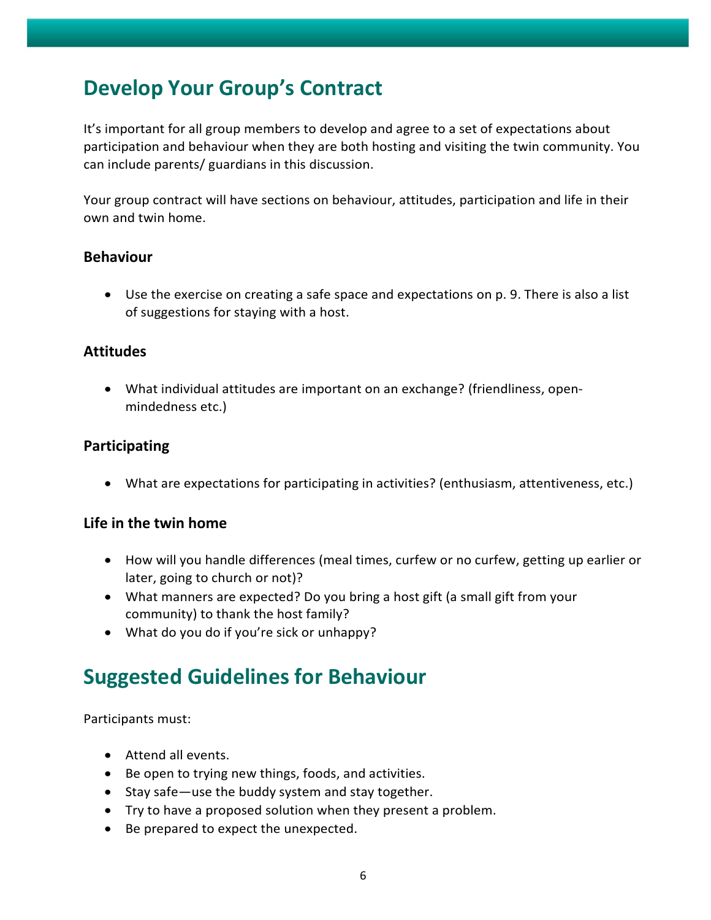## Develop Your Group's Contract

It's important for all group members to develop and agree to a set of expectations about participation and behaviour when they are both hosting and visiting the twin community. You can include parents/ guardians in this discussion.

Your group contract will have sections on behaviour, attitudes, participation and life in their own and twin home.

### Behaviour

- Use the exercise on creating a safe space and expectations on p. 9. There is also a list of suggestions for staying with a host.

### Attitudes

- What individual attitudes are important on an exchange? (friendliness, open-mindedness etc.)

### Participating

- What are expectations for participating in activities? (enthusiasm, attentiveness, etc.)

### Life in the twin home

- How will you handle differences (meal times, curfew or no curfew, getting up earlier or later, going to church or not)?
- What manners are expected? Do you bring a host gift (a small gift from your community) to thank the host family?
- What do you do if you're sick or unhappy?

## Suggested Guidelines for Behaviour

Participants must:

- Attend all events.
- Be open to trying new things, foods, and activities.
- Stay safe—use the buddy system and stay together.
- Try to have a proposed solution when they present a problem.
- Be prepared to expect the unexpected.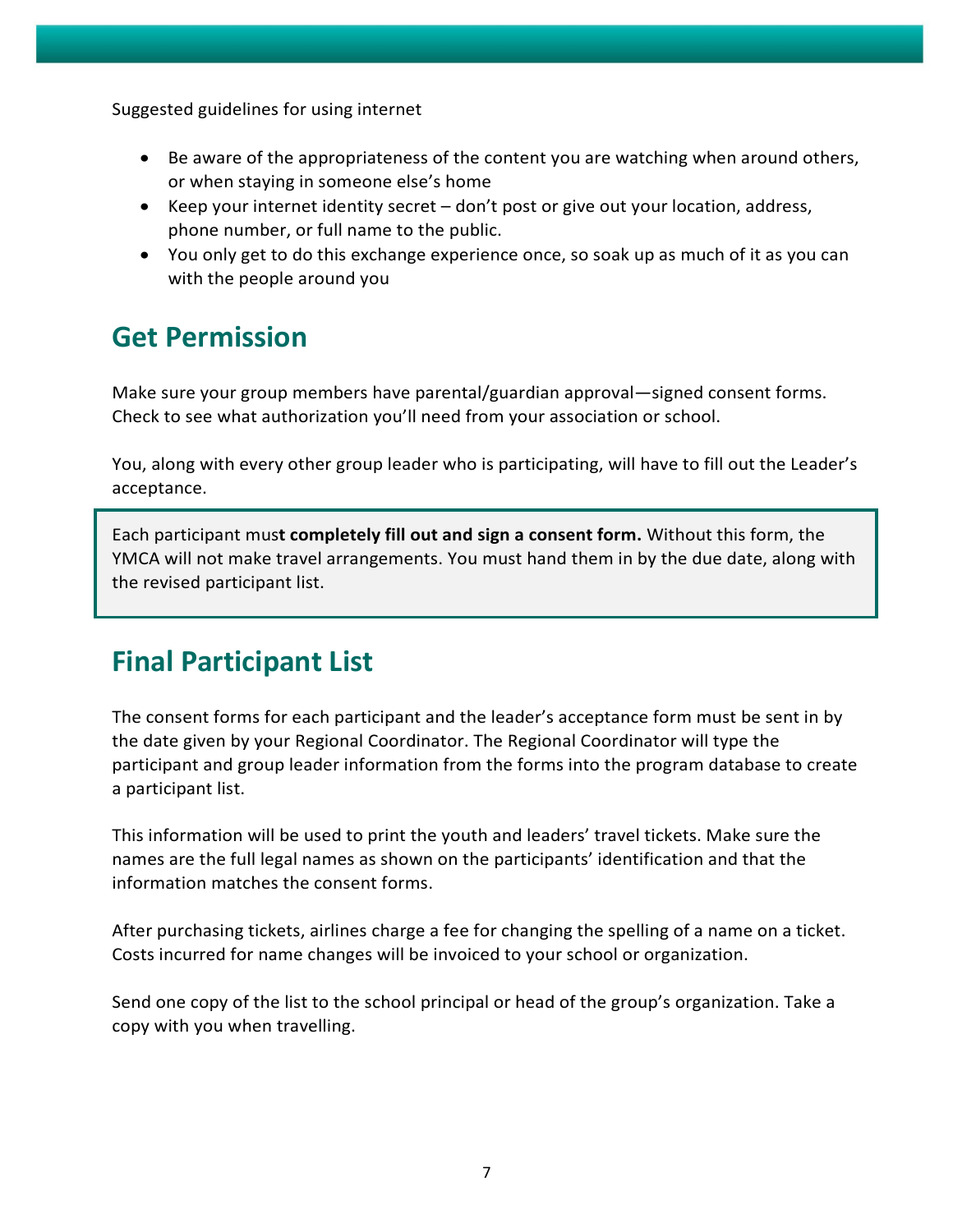Suggested guidelines for using internet

- Be aware of the appropriateness of the content you are watching when around others, or when staying in someone else's home
- Keep your internet identity secret – don't post or give out your location, address, phone number, or full name to the public.
- You only get to do this exchange experience once, so soak up as much of it as you can with the people around you

## Get Permission

Make sure your group members have parental/guardian approval—signed consent forms. Check to see what authorization you'll need from your association or school.

You, along with every other group leader who is participating, will have to fill out the Leader's acceptance.

Each participant mus**t completely fill out and sign a consent form.** Without this form, the YMCA will not make travel arrangements. You must hand them in by the due date, along with the revised participant list.

## Final Participant List

The consent forms for each participant and the leader's acceptance form must be sent in by the date given by your Regional Coordinator. The Regional Coordinator will type the participant and group leader information from the forms into the program database to create a participant list.

This information will be used to print the youth and leaders' travel tickets. Make sure the names are the full legal names as shown on the participants' identification and that the information matches the consent forms.

After purchasing tickets, airlines charge a fee for changing the spelling of a name on a ticket. Costs incurred for name changes will be invoiced to your school or organization.

Send one copy of the list to the school principal or head of the group's organization. Take a copy with you when travelling.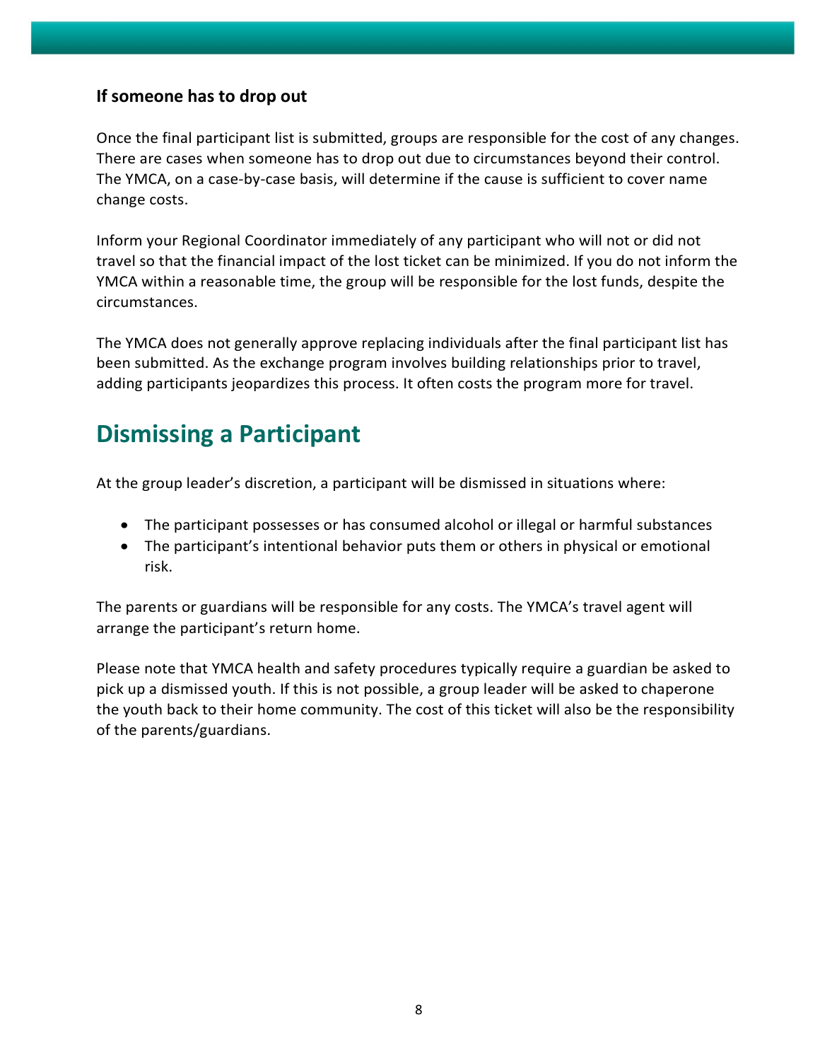### If someone has to drop out

Once the final participant list is submitted, groups are responsible for the cost of any changes. There are cases when someone has to drop out due to circumstances beyond their control. The YMCA, on a case-by-case basis, will determine if the cause is sufficient to cover name change costs.

Inform your Regional Coordinator immediately of any participant who will not or did not travel so that the financial impact of the lost ticket can be minimized. If you do not inform the YMCA within a reasonable time, the group will be responsible for the lost funds, despite the circumstances.

The YMCA does not generally approve replacing individuals after the final participant list has been submitted. As the exchange program involves building relationships prior to travel, adding participants jeopardizes this process. It often costs the program more for travel.

## Dismissing a Participant

At the group leader's discretion, a participant will be dismissed in situations where:

- The participant possesses or has consumed alcohol or illegal or harmful substances
- The participant's intentional behavior puts them or others in physical or emotional risk.

The parents or guardians will be responsible for any costs. The YMCA's travel agent will arrange the participant's return home.

Please note that YMCA health and safety procedures typically require a guardian be asked to pick up a dismissed youth. If this is not possible, a group leader will be asked to chaperone the youth back to their home community. The cost of this ticket will also be the responsibility of the parents/guardians.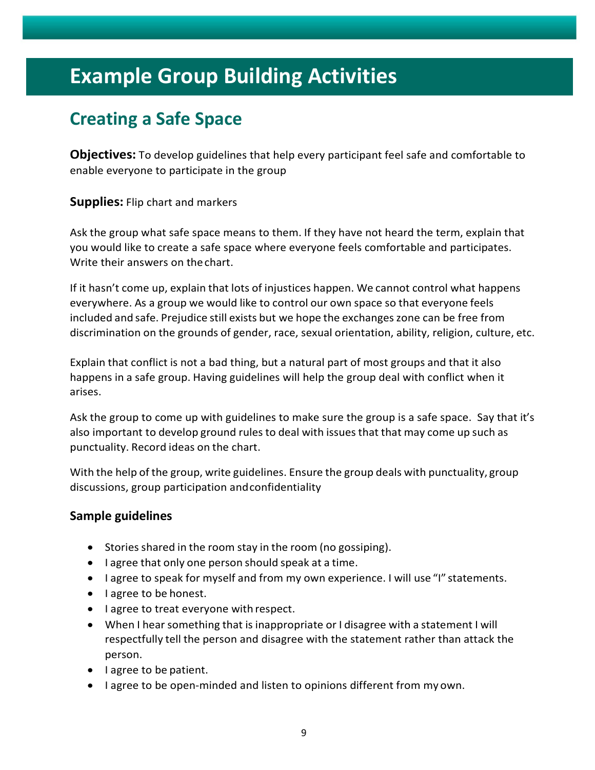# Example Group Building Activities

## Creating a Safe Space

**Objectives:** To develop guidelines that help every participant feel safe and comfortable to enable everyone to participate in the group

**Supplies:** Flip chart and markers

Ask the group what safe space means to them. If they have not heard the term, explain that you would like to create a safe space where everyone feels comfortable and participates. Write their answers on the chart.

If it hasn't come up, explain that lots of injustices happen. We cannot control what happens everywhere. As a group we would like to control our own space so that everyone feels included and safe. Prejudice still exists but we hope the exchanges zone can be free from discrimination on the grounds of gender, race, sexual orientation, ability, religion, culture, etc.

Explain that conflict is not a bad thing, but a natural part of most groups and that it also happens in a safe group. Having guidelines will help the group deal with conflict when it arises.

Ask the group to come up with guidelines to make sure the group is a safe space. Say that it's also important to develop ground rules to deal with issues that that may come up such as punctuality. Record ideas on the chart.

With the help of the group, write guidelines. Ensure the group deals with punctuality, group discussions, group participation and confidentiality

### Sample guidelines

- Stories shared in the room stay in the room (no gossiping).
- I agree that only one person should speak at a time.
- I agree to speak for myself and from my own experience. I will use "I" statements.
- I agree to be honest.
- I agree to treat everyone with respect.
- When I hear something that is inappropriate or I disagree with a statement I will respectfully tell the person and disagree with the statement rather than attack the person.
- I agree to be patient.
- I agree to be open-minded and listen to opinions different from my own.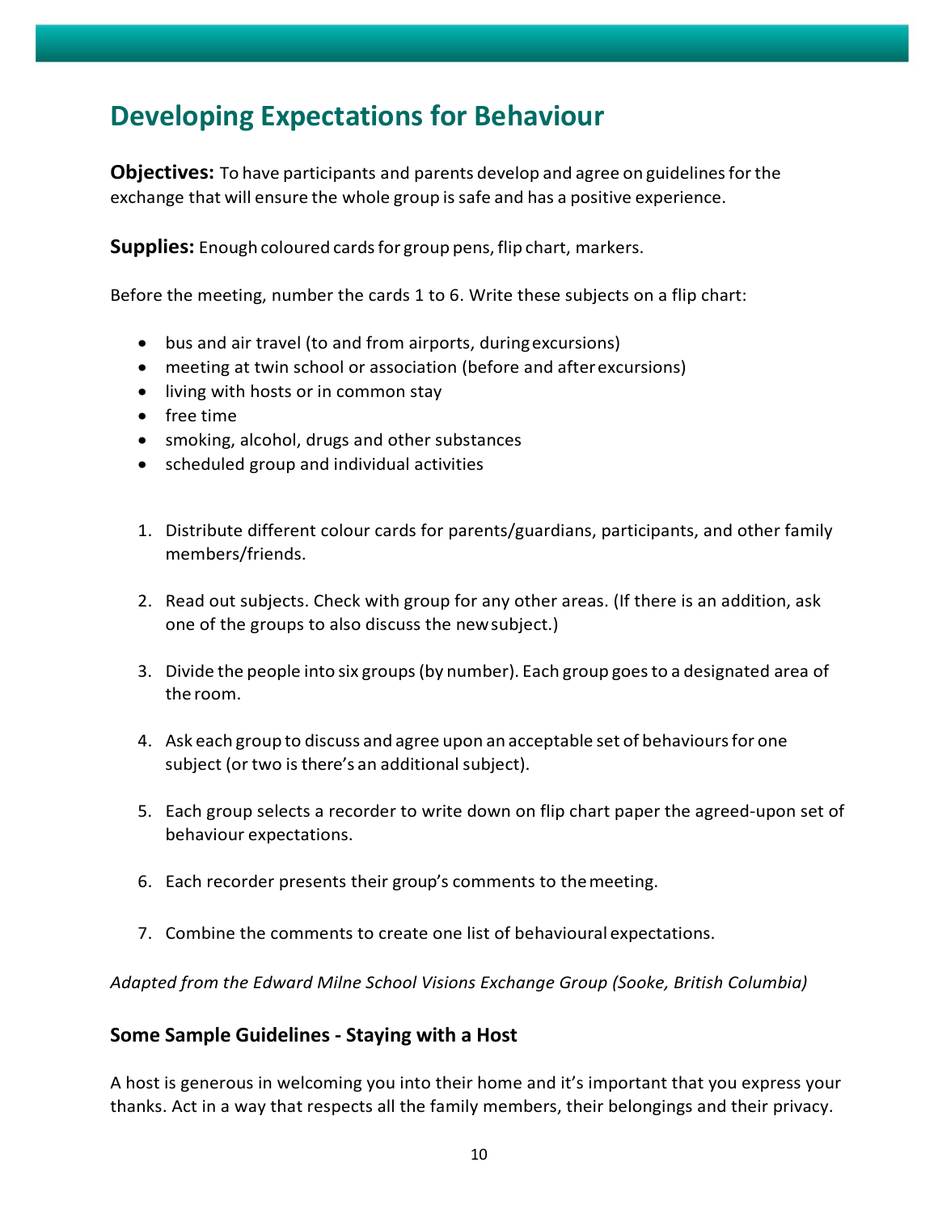## Developing Expectations for Behaviour

**Objectives:** To have participants and parents develop and agree on guidelines for the exchange that will ensure the whole group is safe and has a positive experience.

**Supplies:** Enough coloured cards for group pens, flip chart, markers.

Before the meeting, number the cards 1 to 6. Write these subjects on a flip chart:

- bus and air travel (to and from airports, during excursions)
- meeting at twin school or association (before and after excursions)
- living with hosts or in common stay
- free time
- smoking, alcohol, drugs and other substances
- scheduled group and individual activities

1. Distribute different colour cards for parents/guardians, participants, and other family members/friends.
2. Read out subjects. Check with group for any other areas. (If there is an addition, ask one of the groups to also discuss the new subject.)
3. Divide the people into six groups (by number). Each group goes to a designated area of the room.
4. Ask each group to discuss and agree upon an acceptable set of behaviours for one subject (or two is there's an additional subject).
5. Each group selects a recorder to write down on flip chart paper the agreed-upon set of behaviour expectations.
6. Each recorder presents their group's comments to the meeting.
7. Combine the comments to create one list of behavioural expectations.

*Adapted from the Edward Milne School Visions Exchange Group (Sooke, British Columbia)*

### Some Sample Guidelines - Staying with a Host

A host is generous in welcoming you into their home and it's important that you express your thanks. Act in a way that respects all the family members, their belongings and their privacy.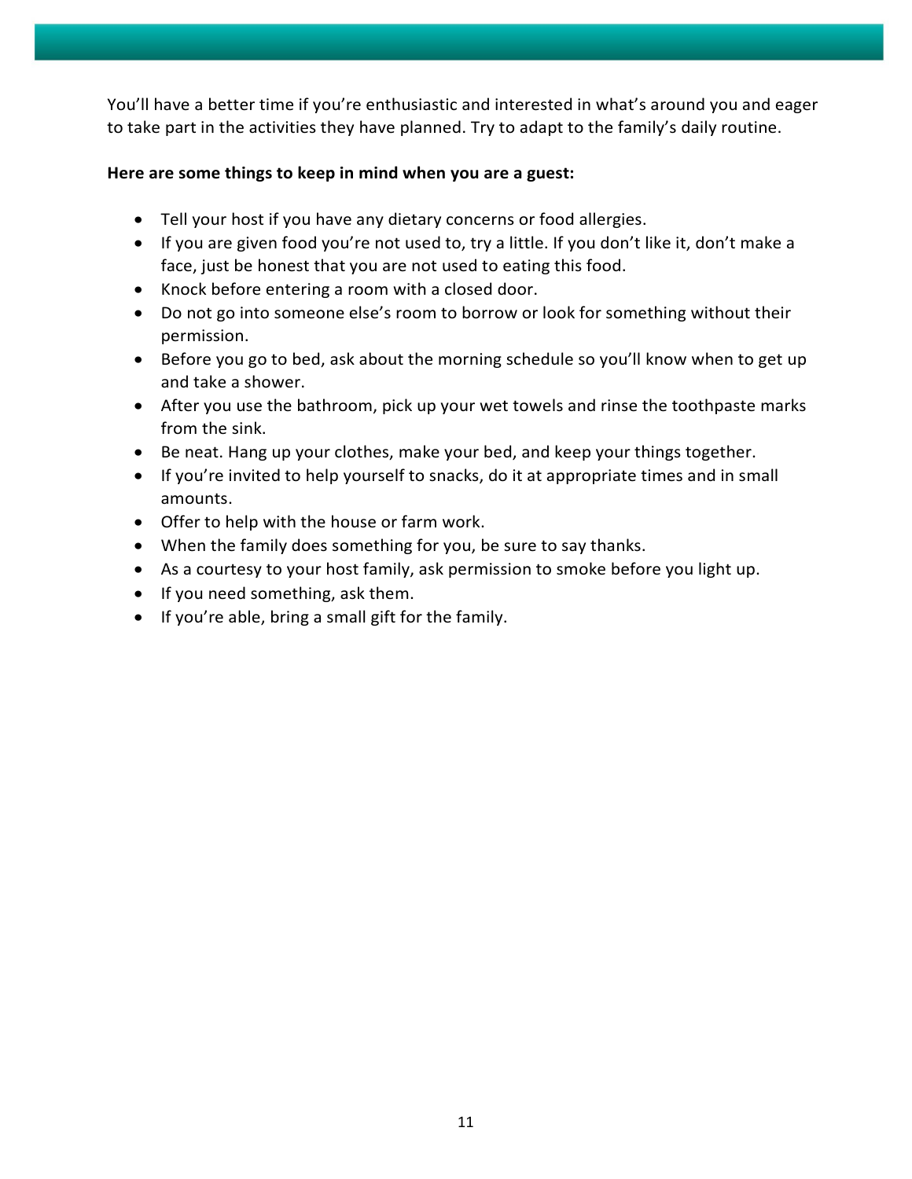You'll have a better time if you're enthusiastic and interested in what's around you and eager to take part in the activities they have planned. Try to adapt to the family's daily routine.

**Here are some things to keep in mind when you are a guest:**

- Tell your host if you have any dietary concerns or food allergies.
- If you are given food you're not used to, try a little. If you don't like it, don't make a face, just be honest that you are not used to eating this food.
- Knock before entering a room with a closed door.
- Do not go into someone else's room to borrow or look for something without their permission.
- Before you go to bed, ask about the morning schedule so you'll know when to get up and take a shower.
- After you use the bathroom, pick up your wet towels and rinse the toothpaste marks from the sink.
- Be neat. Hang up your clothes, make your bed, and keep your things together.
- If you're invited to help yourself to snacks, do it at appropriate times and in small amounts.
- Offer to help with the house or farm work.
- When the family does something for you, be sure to say thanks.
- As a courtesy to your host family, ask permission to smoke before you light up.
- If you need something, ask them.
- If you're able, bring a small gift for the family.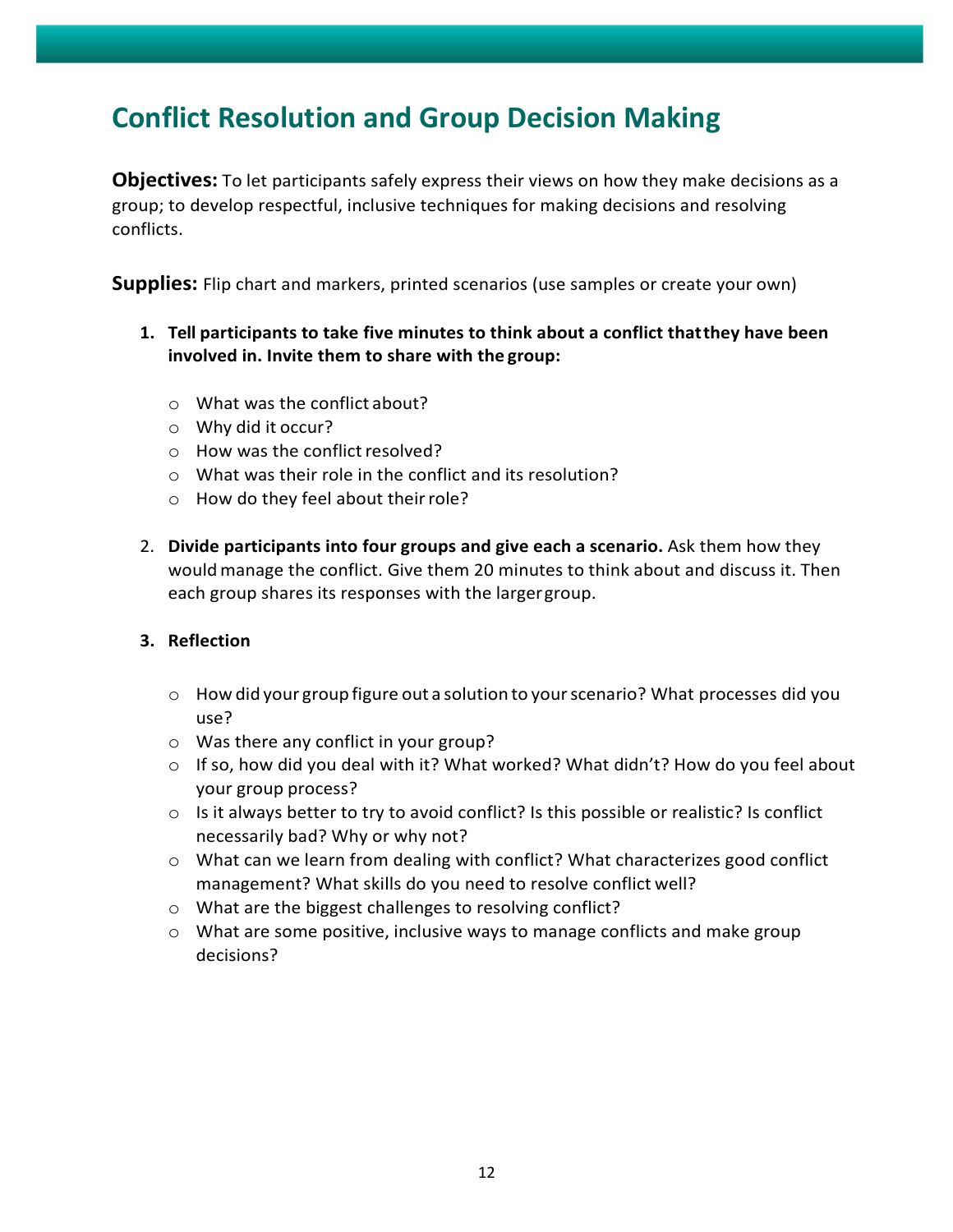# Conflict Resolution and Group Decision Making

**Objectives:** To let participants safely express their views on how they make decisions as a group; to develop respectful, inclusive techniques for making decisions and resolving conflicts.

**Supplies:** Flip chart and markers, printed scenarios (use samples or create your own)

1. **Tell participants to take five minutes to think about a conflict that they have been involved in. Invite them to share with the group:**
   - What was the conflict about?
   - Why did it occur?
   - How was the conflict resolved?
   - What was their role in the conflict and its resolution?
   - How do they feel about their role?

2. **Divide participants into four groups and give each a scenario.** Ask them how they would manage the conflict. Give them 20 minutes to think about and discuss it. Then each group shares its responses with the larger group.

3. **Reflection**
   - How did your group figure out a solution to your scenario? What processes did you use?
   - Was there any conflict in your group?
   - If so, how did you deal with it? What worked? What didn't? How do you feel about your group process?
   - Is it always better to try to avoid conflict? Is this possible or realistic? Is conflict necessarily bad? Why or why not?
   - What can we learn from dealing with conflict? What characterizes good conflict management? What skills do you need to resolve conflict well?
   - What are the biggest challenges to resolving conflict?
   - What are some positive, inclusive ways to manage conflicts and make group decisions?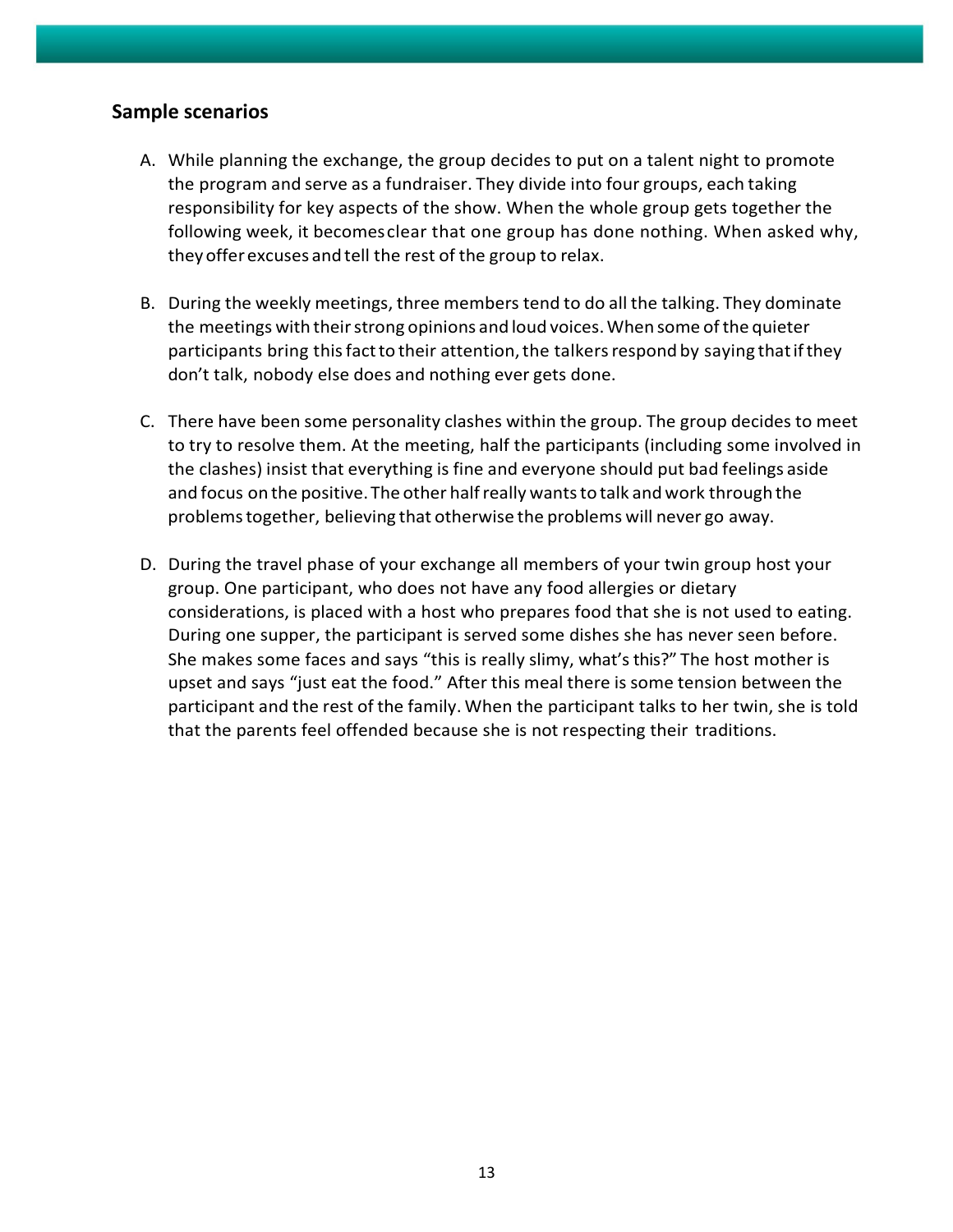## Sample scenarios

A. While planning the exchange, the group decides to put on a talent night to promote the program and serve as a fundraiser. They divide into four groups, each taking responsibility for key aspects of the show. When the whole group gets together the following week, it becomes clear that one group has done nothing. When asked why, they offer excuses and tell the rest of the group to relax.

B. During the weekly meetings, three members tend to do all the talking. They dominate the meetings with their strong opinions and loud voices. When some of the quieter participants bring this fact to their attention, the talkers respond by saying that if they don't talk, nobody else does and nothing ever gets done.

C. There have been some personality clashes within the group. The group decides to meet to try to resolve them. At the meeting, half the participants (including some involved in the clashes) insist that everything is fine and everyone should put bad feelings aside and focus on the positive. The other half really wants to talk and work through the problems together, believing that otherwise the problems will never go away.

D. During the travel phase of your exchange all members of your twin group host your group. One participant, who does not have any food allergies or dietary considerations, is placed with a host who prepares food that she is not used to eating. During one supper, the participant is served some dishes she has never seen before. She makes some faces and says "this is really slimy, what's this?" The host mother is upset and says "just eat the food." After this meal there is some tension between the participant and the rest of the family. When the participant talks to her twin, she is told that the parents feel offended because she is not respecting their traditions.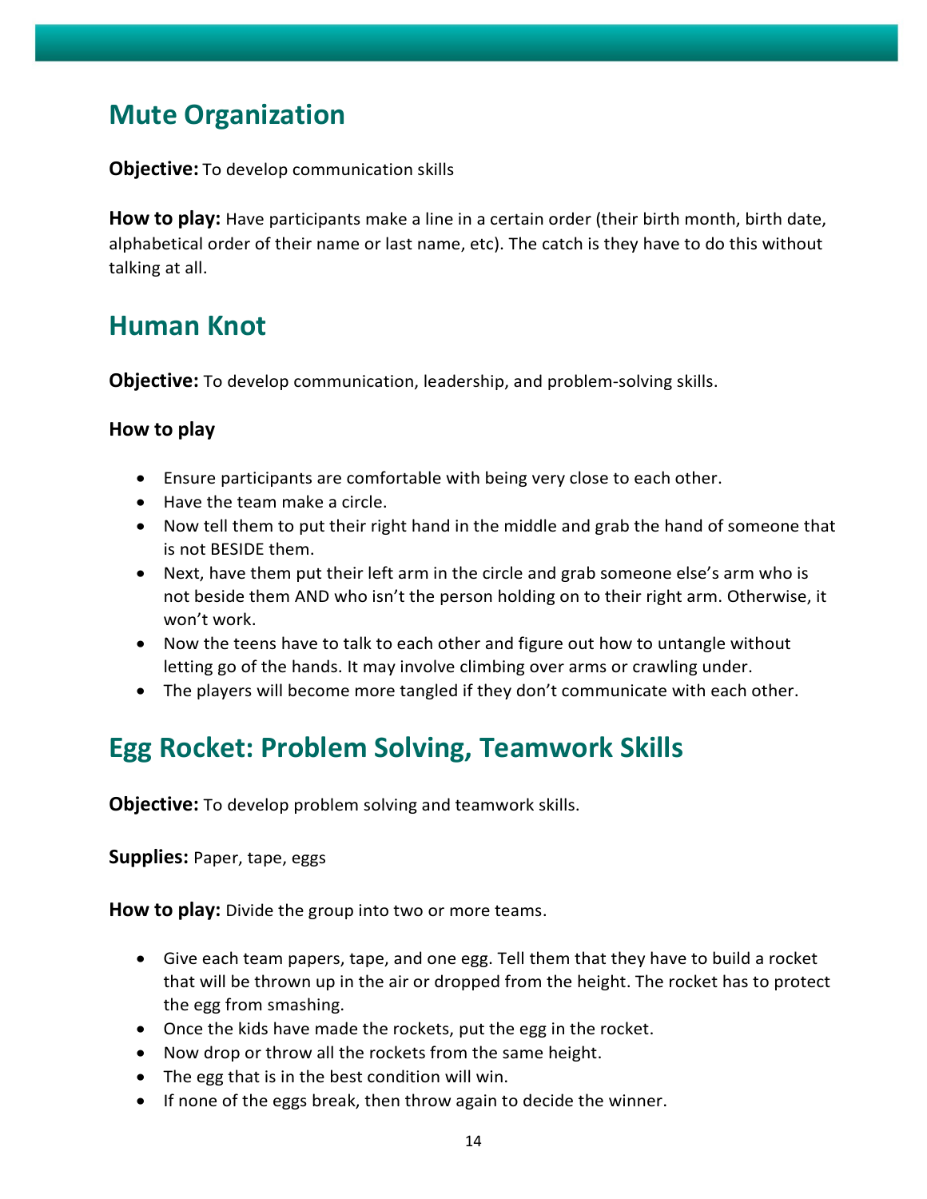## Mute Organization

**Objective:** To develop communication skills

**How to play:** Have participants make a line in a certain order (their birth month, birth date, alphabetical order of their name or last name, etc). The catch is they have to do this without talking at all.

## Human Knot

**Objective:** To develop communication, leadership, and problem-solving skills.

**How to play**

- Ensure participants are comfortable with being very close to each other.
- Have the team make a circle.
- Now tell them to put their right hand in the middle and grab the hand of someone that is not BESIDE them.
- Next, have them put their left arm in the circle and grab someone else's arm who is not beside them AND who isn't the person holding on to their right arm. Otherwise, it won't work.
- Now the teens have to talk to each other and figure out how to untangle without letting go of the hands. It may involve climbing over arms or crawling under.
- The players will become more tangled if they don't communicate with each other.

## Egg Rocket: Problem Solving, Teamwork Skills

**Objective:** To develop problem solving and teamwork skills.

**Supplies:** Paper, tape, eggs

**How to play:** Divide the group into two or more teams.

- Give each team papers, tape, and one egg. Tell them that they have to build a rocket that will be thrown up in the air or dropped from the height. The rocket has to protect the egg from smashing.
- Once the kids have made the rockets, put the egg in the rocket.
- Now drop or throw all the rockets from the same height.
- The egg that is in the best condition will win.
- If none of the eggs break, then throw again to decide the winner.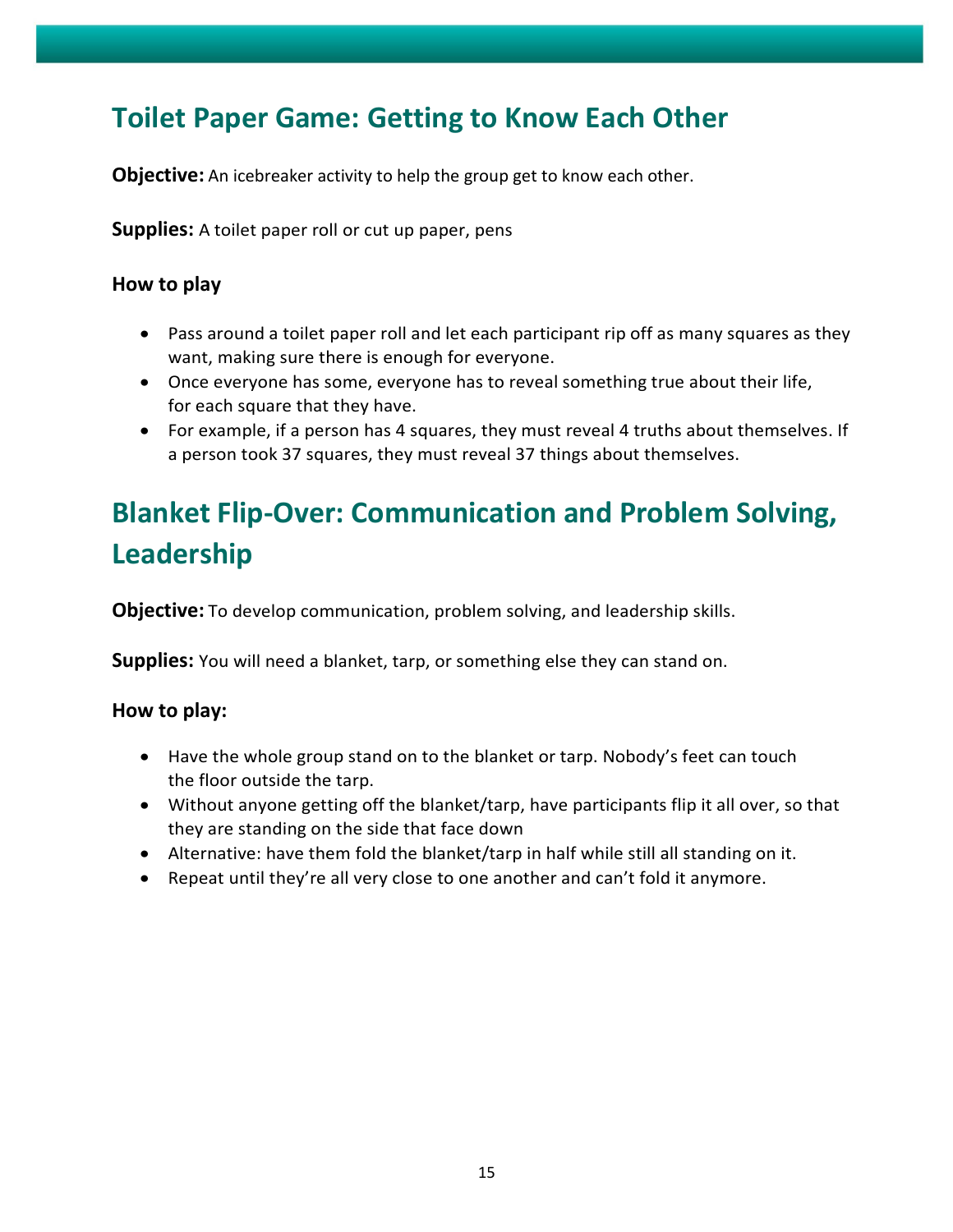## Toilet Paper Game: Getting to Know Each Other

**Objective:** An icebreaker activity to help the group get to know each other.

**Supplies:** A toilet paper roll or cut up paper, pens

### How to play

- Pass around a toilet paper roll and let each participant rip off as many squares as they want, making sure there is enough for everyone.
- Once everyone has some, everyone has to reveal something true about their life, for each square that they have.
- For example, if a person has 4 squares, they must reveal 4 truths about themselves. If a person took 37 squares, they must reveal 37 things about themselves.

## Blanket Flip-Over: Communication and Problem Solving, Leadership

**Objective:** To develop communication, problem solving, and leadership skills.

**Supplies:** You will need a blanket, tarp, or something else they can stand on.

### How to play:

- Have the whole group stand on to the blanket or tarp. Nobody's feet can touch the floor outside the tarp.
- Without anyone getting off the blanket/tarp, have participants flip it all over, so that they are standing on the side that face down
- Alternative: have them fold the blanket/tarp in half while still all standing on it.
- Repeat until they're all very close to one another and can't fold it anymore.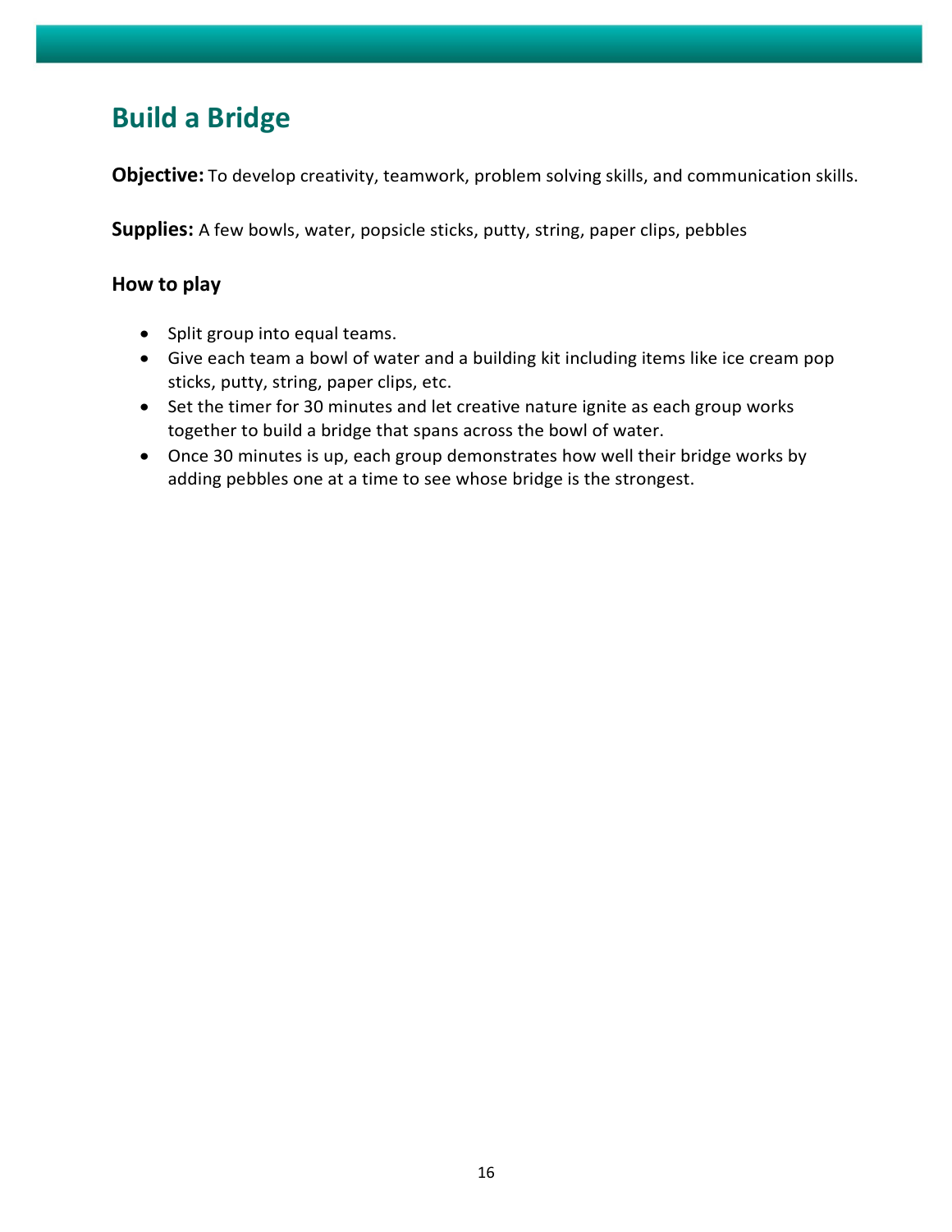# Build a Bridge

**Objective:** To develop creativity, teamwork, problem solving skills, and communication skills.

**Supplies:** A few bowls, water, popsicle sticks, putty, string, paper clips, pebbles

### How to play

- Split group into equal teams.
- Give each team a bowl of water and a building kit including items like ice cream pop sticks, putty, string, paper clips, etc.
- Set the timer for 30 minutes and let creative nature ignite as each group works together to build a bridge that spans across the bowl of water.
- Once 30 minutes is up, each group demonstrates how well their bridge works by adding pebbles one at a time to see whose bridge is the strongest.